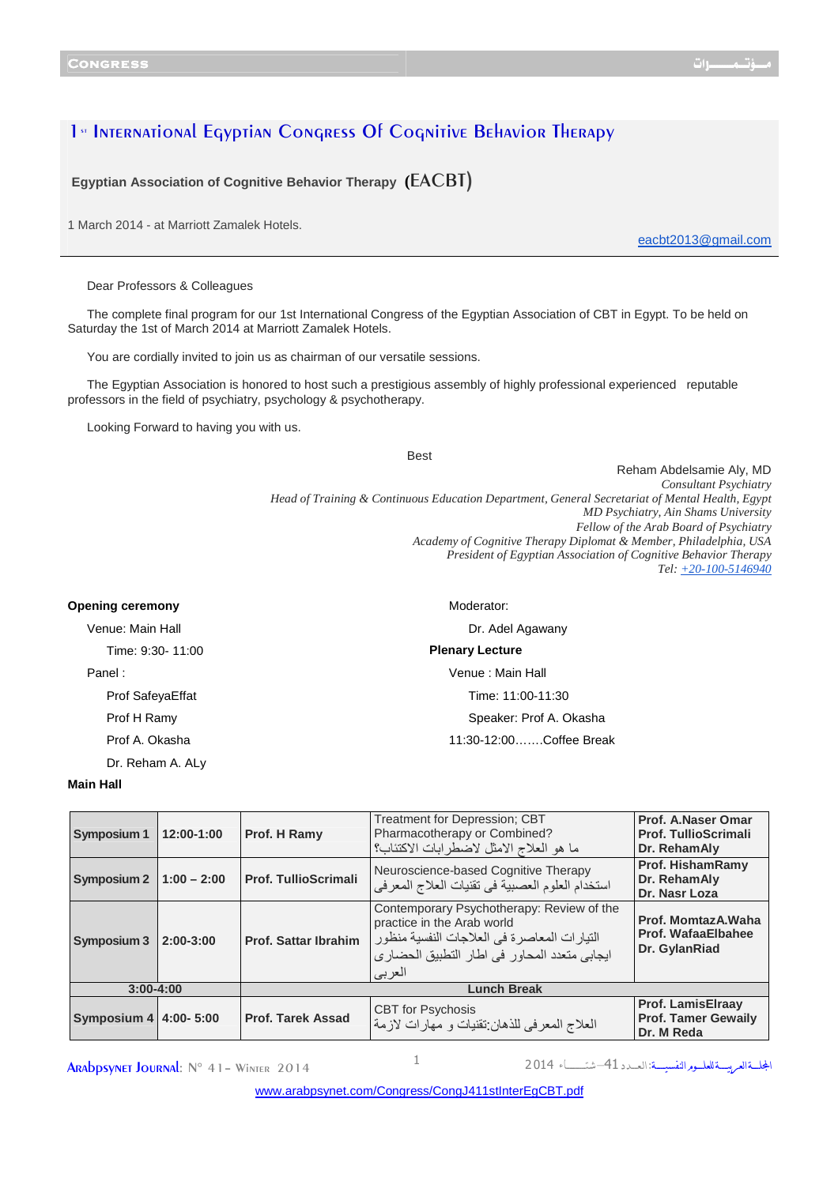# 1st International Egyptian Congress Of Cognitive Behavior Therapy

**Egyptian Association of Cognitive Behavior Therapy (EACBT)**

1 March 2014 - at Marriott Zamalek Hotels.

eacbt2013@gmail.com

Dear Professors & Colleagues

The complete final program for our 1st International Congress of the Egyptian Association of CBT in Egypt. To be held on Saturday the 1st of March 2014 at Marriott Zamalek Hotels.

You are cordially invited to join us as chairman of our versatile sessions.

The Egyptian Association is honored to host such a prestigious assembly of highly professional experienced reputable professors in the field of psychiatry, psychology & psychotherapy.

Looking Forward to having you with us.

Best

Reham Abdelsamie Aly, MD
*Consultant Psychiatry*
*Head of Training & Continuous Education Department, General Secretariat of Mental Health, Egypt*
*MD Psychiatry, Ain Shams University*
*Fellow of the Arab Board of Psychiatry*
*Academy of Cognitive Therapy Diplomat & Member, Philadelphia, USA*
*President of Egyptian Association of Cognitive Behavior Therapy*
*Tel: +20-100-5146940*

**Opening ceremony**

Venue: Main Hall

Time: 9:30- 11:00

Panel :

Prof SafeyaEffat

Prof H Ramy

Prof A. Okasha

Dr. Reham A. ALy

Moderator:

Dr. Adel Agawany

**Plenary Lecture**

Venue : Main Hall

Time: 11:00-11:30

Speaker: Prof A. Okasha

11:30-12:00…….Coffee Break

**Main Hall**

| | | | | |
|---|---|---|---|---|
| **Symposium 1** | **12:00-1:00** | **Prof. H Ramy** | Treatment for Depression; CBT Pharmacotherapy or Combined? ما هو العلاج الامثل لاضطرابات الاكتئاب؟ | **Prof. A.Naser Omar** **Prof. TullioScrimali** **Dr. RehamAly** |
| **Symposium 2** | **1:00 – 2:00** | **Prof. TullioScrimali** | Neuroscience-based Cognitive Therapy استخدام العلوم العصبية فى تقنيات العلاج المعرفى | **Prof. HishamRamy** **Dr. RehamAly** **Dr. Nasr Loza** |
| **Symposium 3** | **2:00-3:00** | **Prof. Sattar Ibrahim** | Contemporary Psychotherapy: Review of the practice in the Arab world التيارات المعاصرة فى العلاجات النفسية منظور ايجابى متعدد المحاور فى اطار التطبيق الحضارى العربى | **Prof. MomtazA.Waha** **Prof. WafaaElbahee** **Dr. GylanRiad** |
| **3:00-4:00** | | **Lunch Break** | | |
| **Symposium 4** | **4:00- 5:00** | **Prof. Tarek Assad** | CBT for Psychosis العلاج المعرفى للذهان:تقنيات و مهارات لازمة | **Prof. LamisElraay** **Prof. Tamer Gewaily** **Dr. M Reda** |

www.arabpsynet.com/Congress/CongJ411stInterEgCBT.pdf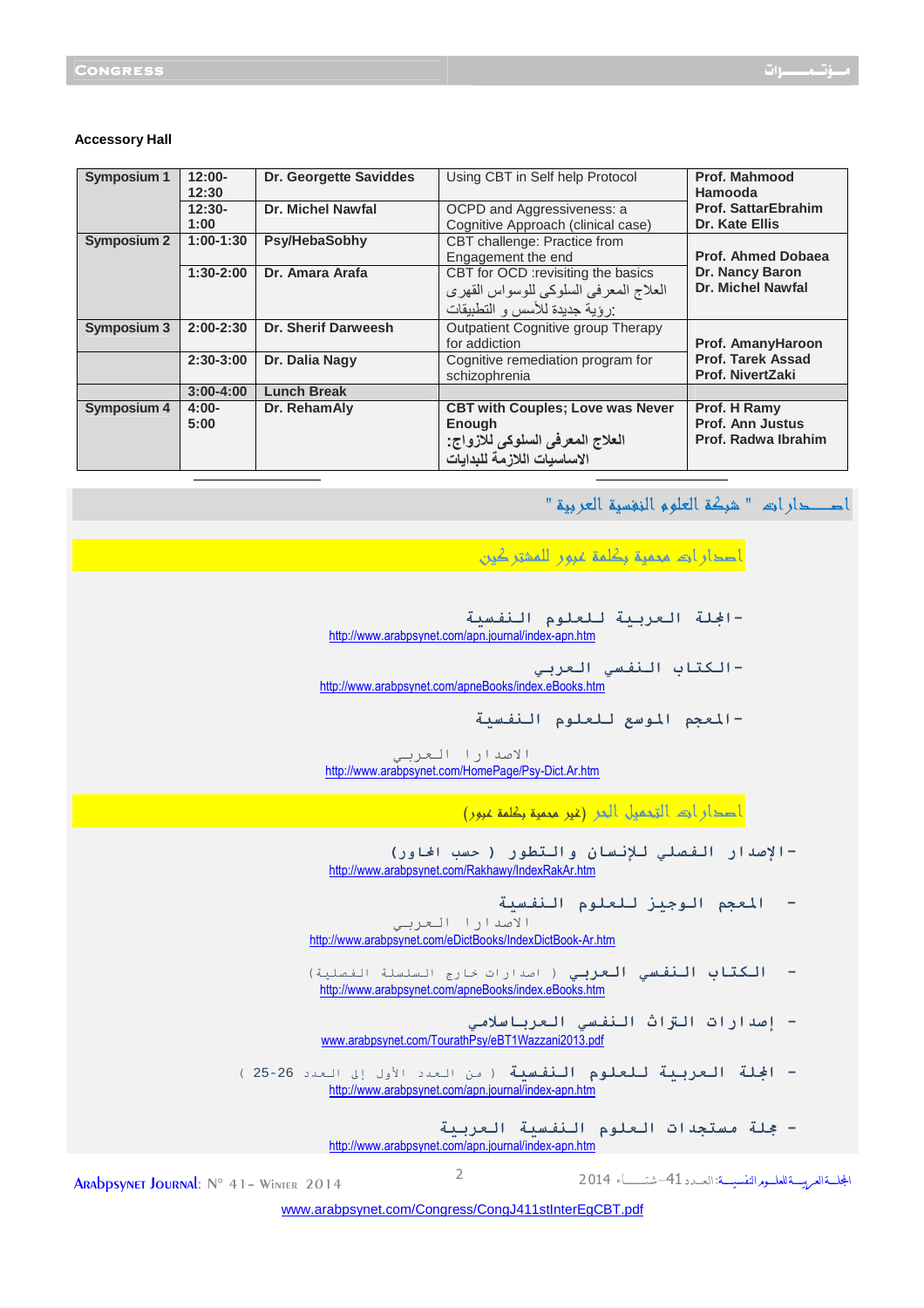**Accessory Hall**

| | | | | |
|---|---|---|---|---|
| Symposium 1 | 12:00-12:30 | Dr. Georgette Saviddes | Using CBT in Self help Protocol | Prof. Mahmood Hamoda<br>Prof. SattarEbrahim<br>Dr. Kate Ellis |
| | 12:30-1:00 | Dr. Michel Nawfal | OCPD and Aggressiveness: a Cognitive Approach (clinical case) | |
| Symposium 2 | 1:00-1:30 | Psy/HebaSobhy | CBT challenge: Practice from Engagement the end | Prof. Ahmed Dobaea<br>Dr. Nancy Baron<br>Dr. Michel Nawfal |
| | 1:30-2:00 | Dr. Amara Arafa | CBT for OCD :revisiting the basics<br>العلاج المعرفى السلوكى للوسواس القهرى<br>رؤية جديدة للأسس و التطبيقات: | |
| Symposium 3 | 2:00-2:30 | Dr. Sherif Darweesh | Outpatient Cognitive group Therapy for addiction | Prof. AmanyHaroon<br>Prof. Tarek Assad<br>Prof. NivertZaki |
| | 2:30-3:00 | Dr. Dalia Nagy | Cognitive remediation program for schizophrenia | |
| | 3:00-4:00 | Lunch Break | | |
| Symposium 4 | 4:00-5:00 | Dr. RehamAly | **CBT with Couples; Love was Never Enough**<br>العلاج المعرفى السلوكى للازواج:<br>الاساسيات اللازمة للبدايات | Prof. H Ramy<br>Prof. Ann Justus<br>Prof. Radwa Ibrahim |

## اصـــدارات " شبكة العلوم النفسية العربية "

### اصدارات محمية بكلمة عبور للمشتركين

- المجلة العـربية للعلـوم النفسية
http://www.arabpsynet.com/apn.journal/index-apn.htm

- الكتاب النفسي العربي
http://www.arabpsynet.com/apneBooks/index.eBooks.htm

- المعجم الموسع للعلوم النفسية

الاصدار العربي
http://www.arabpsynet.com/HomePage/Psy-Dict.Ar.htm

### اصدارات التعميل الحر (غير محمية بكلمة عبور)

- الإصدار الفصلي للإنسان و التطور ( حسب المحاور)
http://www.arabpsynet.com/Rakhawy/IndexRakAr.htm

- المعجم الوجيز للعلوم النفسية

الاصدار العربي
http://www.arabpsynet.com/eDictBooks/IndexDictBook-Ar.htm

- الكتاب النفسي العربي ( اصدارات خارج السلسلة الفصلية)
http://www.arabpsynet.com/apneBooks/index.eBooks.htm

- إصدارات التراث النفسي العربإسلامي
www.arabpsynet.com/TourathPsy/eBT1Wazzani2013.pdf

- المجلة العربية للعلوم النفسية ( من العدد الأول إلى العدد 26-25 )
http://www.arabpsynet.com/apn.journal/index-apn.htm

- مجلة مستجدات العلوم النفسية العربية
http://www.arabpsynet.com/apn.journal/index-apn.htm

www.arabpsynet.com/Congress/CongJ411stInterEgCBT.pdf